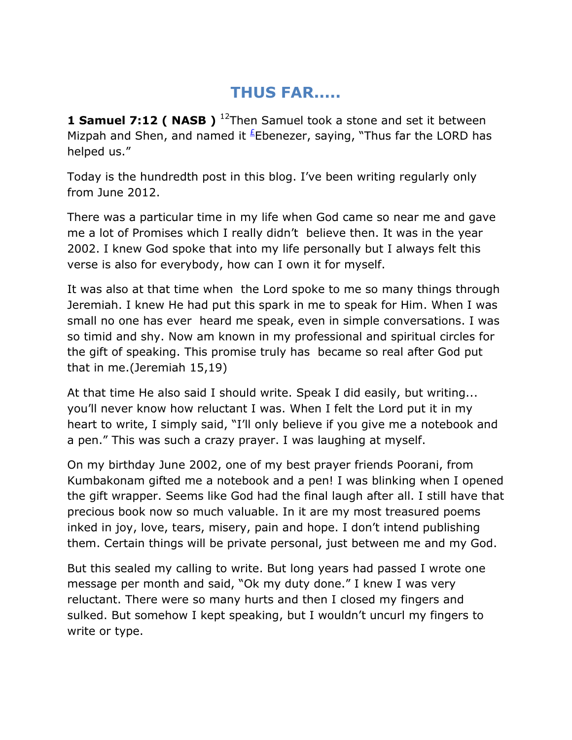# THUS FAR.....

**1 Samuel 7:12 ( NASB )** [12]Then Samuel took a stone and set it between Mizpah and Shen, and named it [£]Ebenezer, saying, "Thus far the LORD has helped us."

Today is the hundredth post in this blog. I've been writing regularly only from June 2012.

There was a particular time in my life when God came so near me and gave me a lot of Promises which I really didn't believe then. It was in the year 2002. I knew God spoke that into my life personally but I always felt this verse is also for everybody, how can I own it for myself.

It was also at that time when the Lord spoke to me so many things through Jeremiah. I knew He had put this spark in me to speak for Him. When I was small no one has ever heard me speak, even in simple conversations. I was so timid and shy. Now am known in my professional and spiritual circles for the gift of speaking. This promise truly has became so real after God put that in me.(Jeremiah 15,19)

At that time He also said I should write. Speak I did easily, but writing... you'll never know how reluctant I was. When I felt the Lord put it in my heart to write, I simply said, "I'll only believe if you give me a notebook and a pen." This was such a crazy prayer. I was laughing at myself.

On my birthday June 2002, one of my best prayer friends Poorani, from Kumbakonam gifted me a notebook and a pen! I was blinking when I opened the gift wrapper. Seems like God had the final laugh after all. I still have that precious book now so much valuable. In it are my most treasured poems inked in joy, love, tears, misery, pain and hope. I don't intend publishing them. Certain things will be private personal, just between me and my God.

But this sealed my calling to write. But long years had passed I wrote one message per month and said, "Ok my duty done." I knew I was very reluctant. There were so many hurts and then I closed my fingers and sulked. But somehow I kept speaking, but I wouldn't uncurl my fingers to write or type.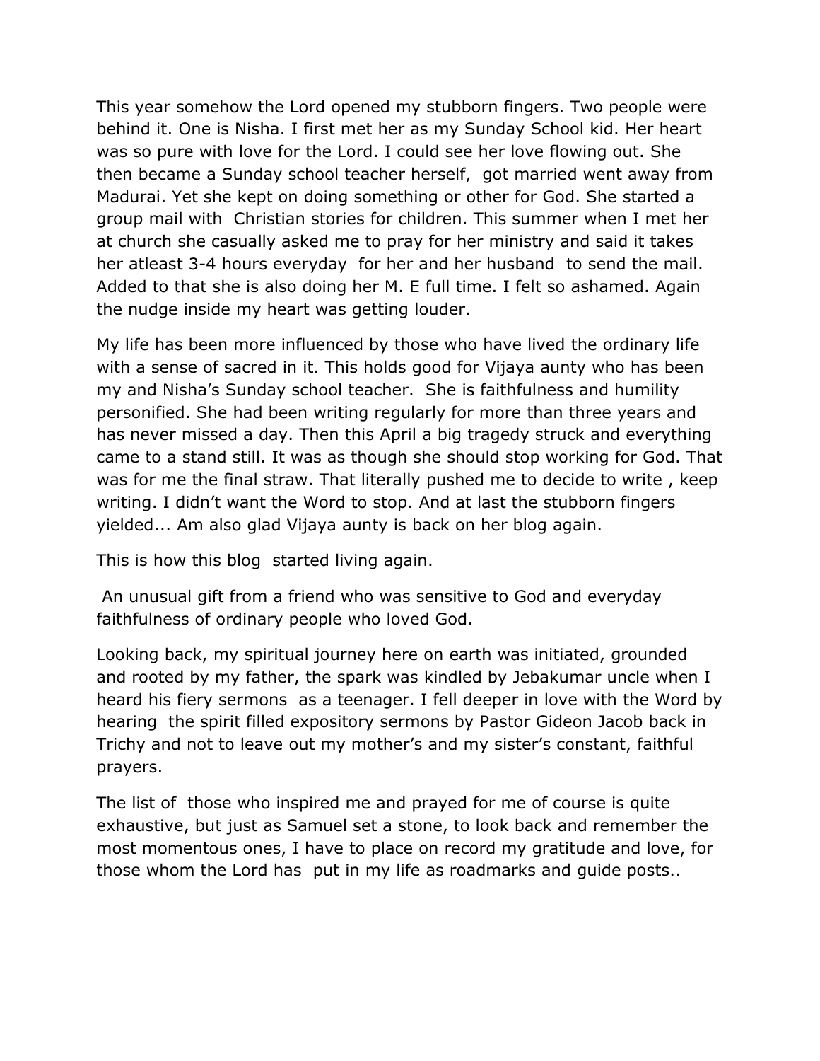This year somehow the Lord opened my stubborn fingers. Two people were behind it. One is Nisha. I first met her as my Sunday School kid. Her heart was so pure with love for the Lord. I could see her love flowing out. She then became a Sunday school teacher herself,  got married went away from Madurai. Yet she kept on doing something or other for God. She started a group mail with  Christian stories for children. This summer when I met her at church she casually asked me to pray for her ministry and said it takes her atleast 3-4 hours everyday  for her and her husband  to send the mail. Added to that she is also doing her M. E full time. I felt so ashamed. Again the nudge inside my heart was getting louder.

My life has been more influenced by those who have lived the ordinary life with a sense of sacred in it. This holds good for Vijaya aunty who has been my and Nisha's Sunday school teacher.  She is faithfulness and humility personified. She had been writing regularly for more than three years and has never missed a day. Then this April a big tragedy struck and everything came to a stand still. It was as though she should stop working for God. That was for me the final straw. That literally pushed me to decide to write , keep writing. I didn't want the Word to stop. And at last the stubborn fingers yielded... Am also glad Vijaya aunty is back on her blog again.

This is how this blog  started living again.

An unusual gift from a friend who was sensitive to God and everyday faithfulness of ordinary people who loved God.

Looking back, my spiritual journey here on earth was initiated, grounded and rooted by my father, the spark was kindled by Jebakumar uncle when I heard his fiery sermons  as a teenager. I fell deeper in love with the Word by hearing  the spirit filled expository sermons by Pastor Gideon Jacob back in Trichy and not to leave out my mother's and my sister's constant, faithful prayers.

The list of  those who inspired me and prayed for me of course is quite exhaustive, but just as Samuel set a stone, to look back and remember the most momentous ones, I have to place on record my gratitude and love, for those whom the Lord has  put in my life as roadmarks and guide posts..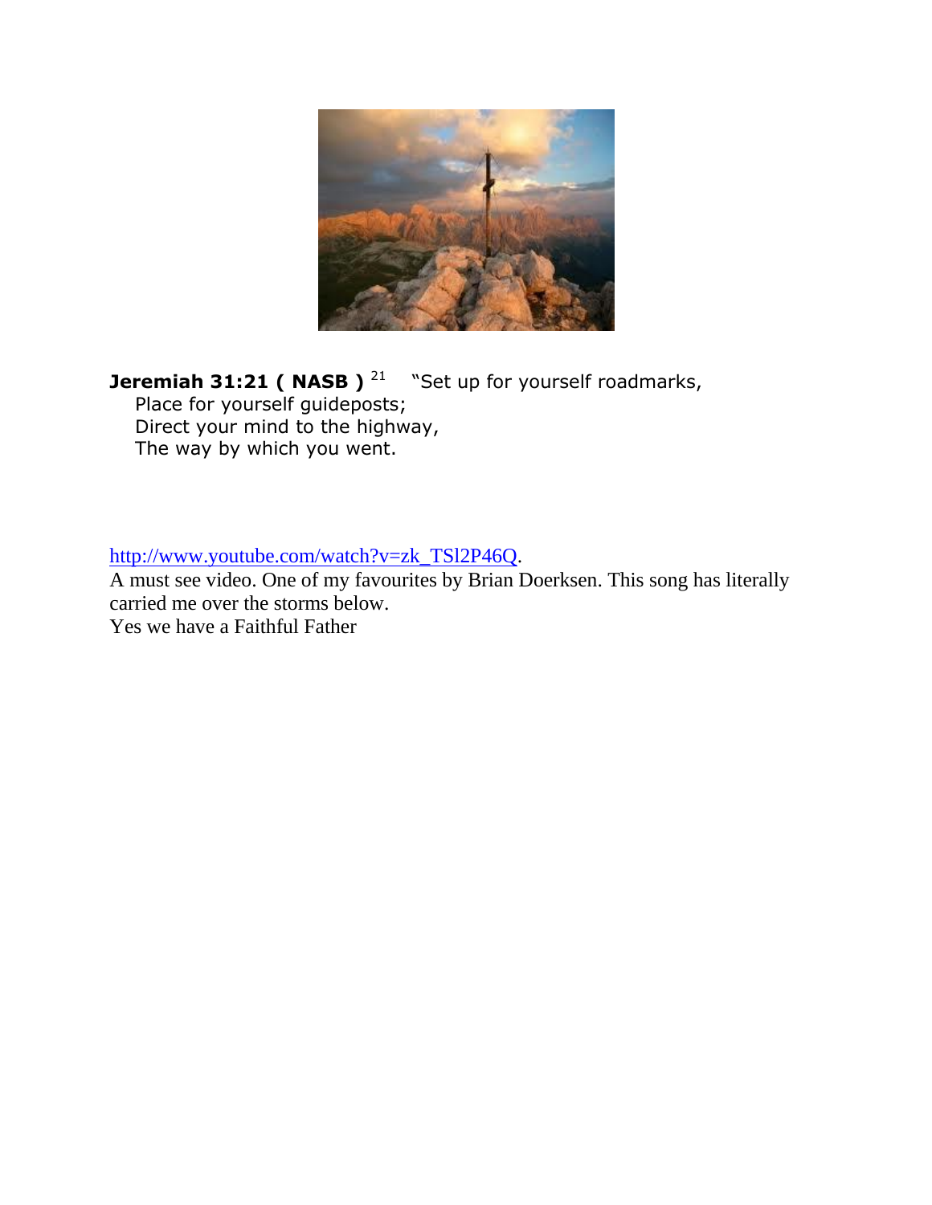**Jeremiah 31:21 ( NASB )** [21] "Set up for yourself roadmarks,
Place for yourself guideposts;
Direct your mind to the highway,
The way by which you went.

http://www.youtube.com/watch?v=zk_TSl2P46Q.
A must see video. One of my favourites by Brian Doerksen. This song has literally carried me over the storms below.
Yes we have a Faithful Father